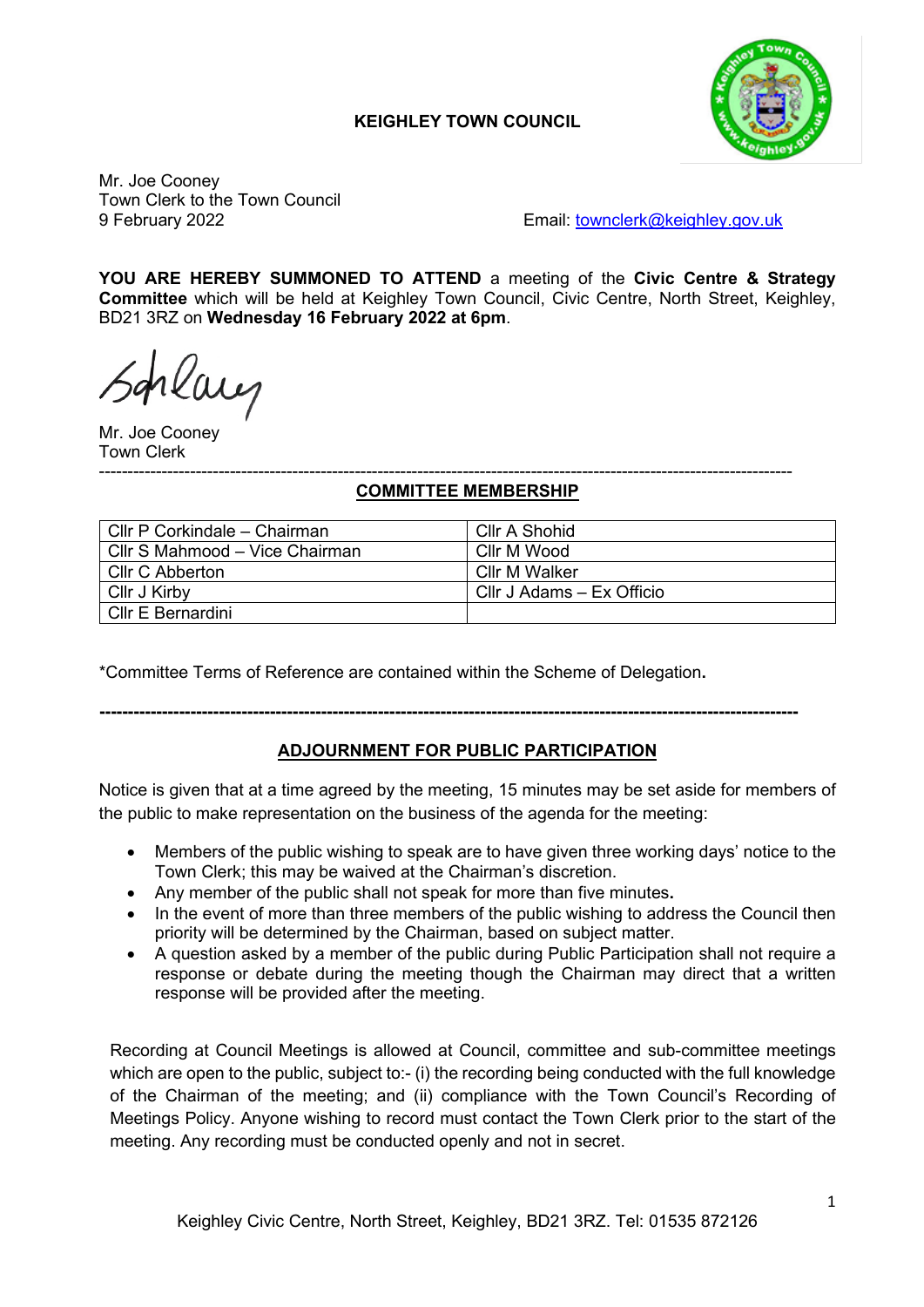**KEIGHLEY TOWN COUNCIL**

Mr. Joe Cooney
Town Clerk to the Town Council
9 February 2022

Email: townclerk@keighley.gov.uk

**YOU ARE HEREBY SUMMONED TO ATTEND** a meeting of the **Civic Centre & Strategy Committee** which will be held at Keighley Town Council, Civic Centre, North Street, Keighley, BD21 3RZ on **Wednesday 16 February 2022 at 6pm**.

Mr. Joe Cooney
Town Clerk

---

## COMMITTEE MEMBERSHIP

| | |
|---|---|
| Cllr P Corkindale – Chairman | Cllr A Shohid |
| Cllr S Mahmood – Vice Chairman | Cllr M Wood |
| Cllr C Abberton | Cllr M Walker |
| Cllr J Kirby | Cllr J Adams – Ex Officio |
| Cllr E Bernardini | |

*Committee Terms of Reference are contained within the Scheme of Delegation.

---

## ADJOURNMENT FOR PUBLIC PARTICIPATION

Notice is given that at a time agreed by the meeting, 15 minutes may be set aside for members of the public to make representation on the business of the agenda for the meeting:

- Members of the public wishing to speak are to have given three working days' notice to the Town Clerk; this may be waived at the Chairman's discretion.
- Any member of the public shall not speak for more than five minutes.
- In the event of more than three members of the public wishing to address the Council then priority will be determined by the Chairman, based on subject matter.
- A question asked by a member of the public during Public Participation shall not require a response or debate during the meeting though the Chairman may direct that a written response will be provided after the meeting.

Recording at Council Meetings is allowed at Council, committee and sub-committee meetings which are open to the public, subject to:- (i) the recording being conducted with the full knowledge of the Chairman of the meeting; and (ii) compliance with the Town Council's Recording of Meetings Policy. Anyone wishing to record must contact the Town Clerk prior to the start of the meeting. Any recording must be conducted openly and not in secret.

Keighley Civic Centre, North Street, Keighley, BD21 3RZ. Tel: 01535 872126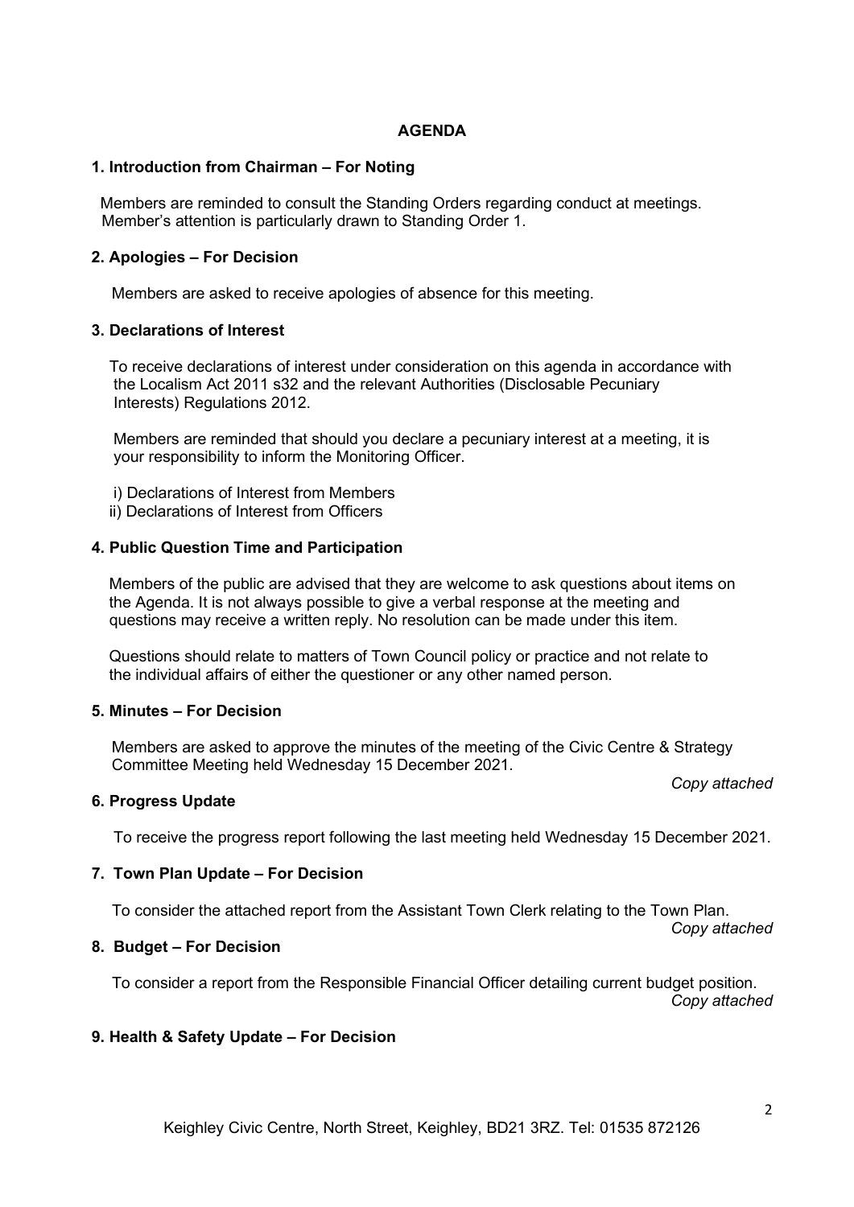## AGENDA

### 1. Introduction from Chairman – For Noting

Members are reminded to consult the Standing Orders regarding conduct at meetings. Member's attention is particularly drawn to Standing Order 1.

### 2. Apologies – For Decision

Members are asked to receive apologies of absence for this meeting.

### 3. Declarations of Interest

To receive declarations of interest under consideration on this agenda in accordance with the Localism Act 2011 s32 and the relevant Authorities (Disclosable Pecuniary Interests) Regulations 2012.

Members are reminded that should you declare a pecuniary interest at a meeting, it is your responsibility to inform the Monitoring Officer.

i) Declarations of Interest from Members
ii) Declarations of Interest from Officers

### 4. Public Question Time and Participation

Members of the public are advised that they are welcome to ask questions about items on the Agenda. It is not always possible to give a verbal response at the meeting and questions may receive a written reply. No resolution can be made under this item.

Questions should relate to matters of Town Council policy or practice and not relate to the individual affairs of either the questioner or any other named person.

### 5. Minutes – For Decision

Members are asked to approve the minutes of the meeting of the Civic Centre & Strategy Committee Meeting held Wednesday 15 December 2021.

*Copy attached*

### 6. Progress Update

To receive the progress report following the last meeting held Wednesday 15 December 2021.

### 7. Town Plan Update – For Decision

To consider the attached report from the Assistant Town Clerk relating to the Town Plan.

*Copy attached*

### 8. Budget – For Decision

To consider a report from the Responsible Financial Officer detailing current budget position.

*Copy attached*

### 9. Health & Safety Update – For Decision

Keighley Civic Centre, North Street, Keighley, BD21 3RZ. Tel: 01535 872126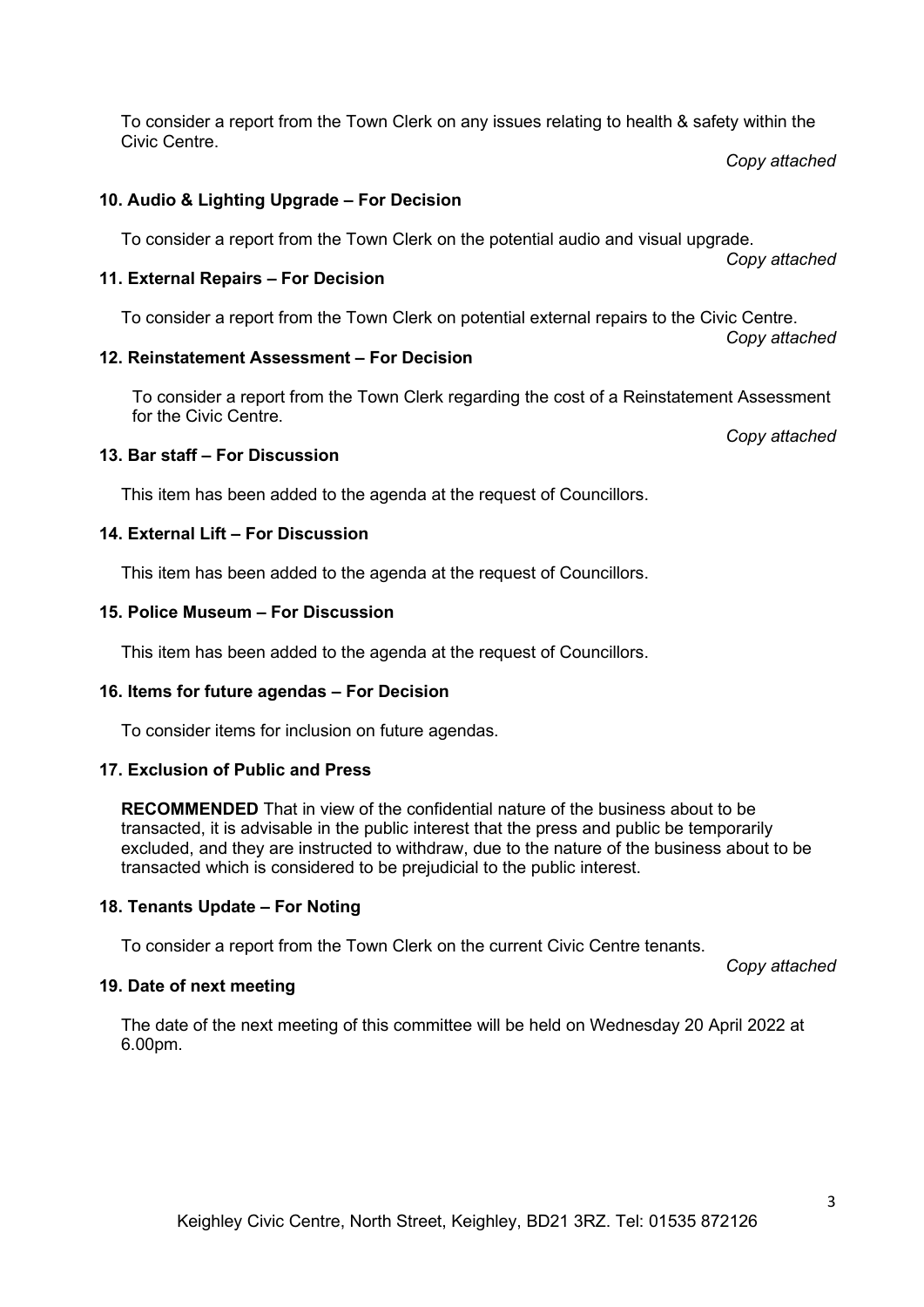To consider a report from the Town Clerk on any issues relating to health & safety within the Civic Centre.

*Copy attached*

**10. Audio & Lighting Upgrade – For Decision**

To consider a report from the Town Clerk on the potential audio and visual upgrade.

*Copy attached*

**11. External Repairs – For Decision**

To consider a report from the Town Clerk on potential external repairs to the Civic Centre.

*Copy attached*

**12. Reinstatement Assessment – For Decision**

To consider a report from the Town Clerk regarding the cost of a Reinstatement Assessment for the Civic Centre.

*Copy attached*

**13. Bar staff – For Discussion**

This item has been added to the agenda at the request of Councillors.

**14. External Lift – For Discussion**

This item has been added to the agenda at the request of Councillors.

**15. Police Museum – For Discussion**

This item has been added to the agenda at the request of Councillors.

**16. Items for future agendas – For Decision**

To consider items for inclusion on future agendas.

**17. Exclusion of Public and Press**

**RECOMMENDED** That in view of the confidential nature of the business about to be transacted, it is advisable in the public interest that the press and public be temporarily excluded, and they are instructed to withdraw, due to the nature of the business about to be transacted which is considered to be prejudicial to the public interest.

**18. Tenants Update – For Noting**

To consider a report from the Town Clerk on the current Civic Centre tenants.

*Copy attached*

**19. Date of next meeting**

The date of the next meeting of this committee will be held on Wednesday 20 April 2022 at 6.00pm.

Keighley Civic Centre, North Street, Keighley, BD21 3RZ. Tel: 01535 872126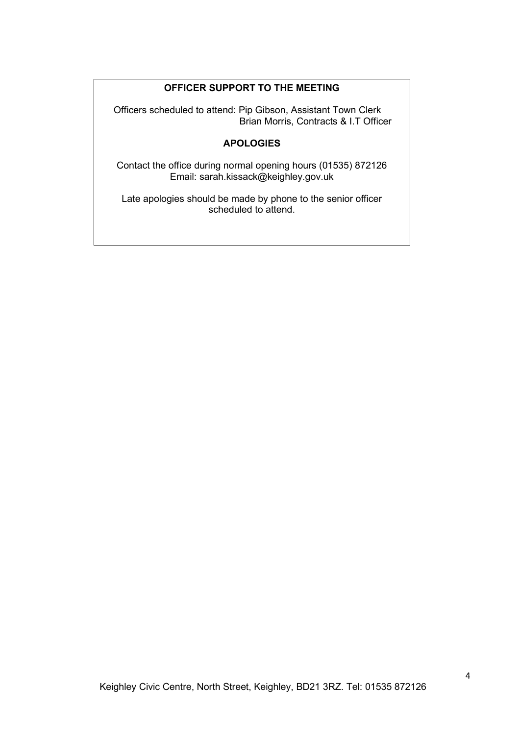**OFFICER SUPPORT TO THE MEETING**

Officers scheduled to attend: Pip Gibson, Assistant Town Clerk
Brian Morris, Contracts & I.T Officer

**APOLOGIES**

Contact the office during normal opening hours (01535) 872126
Email: sarah.kissack@keighley.gov.uk

Late apologies should be made by phone to the senior officer scheduled to attend.